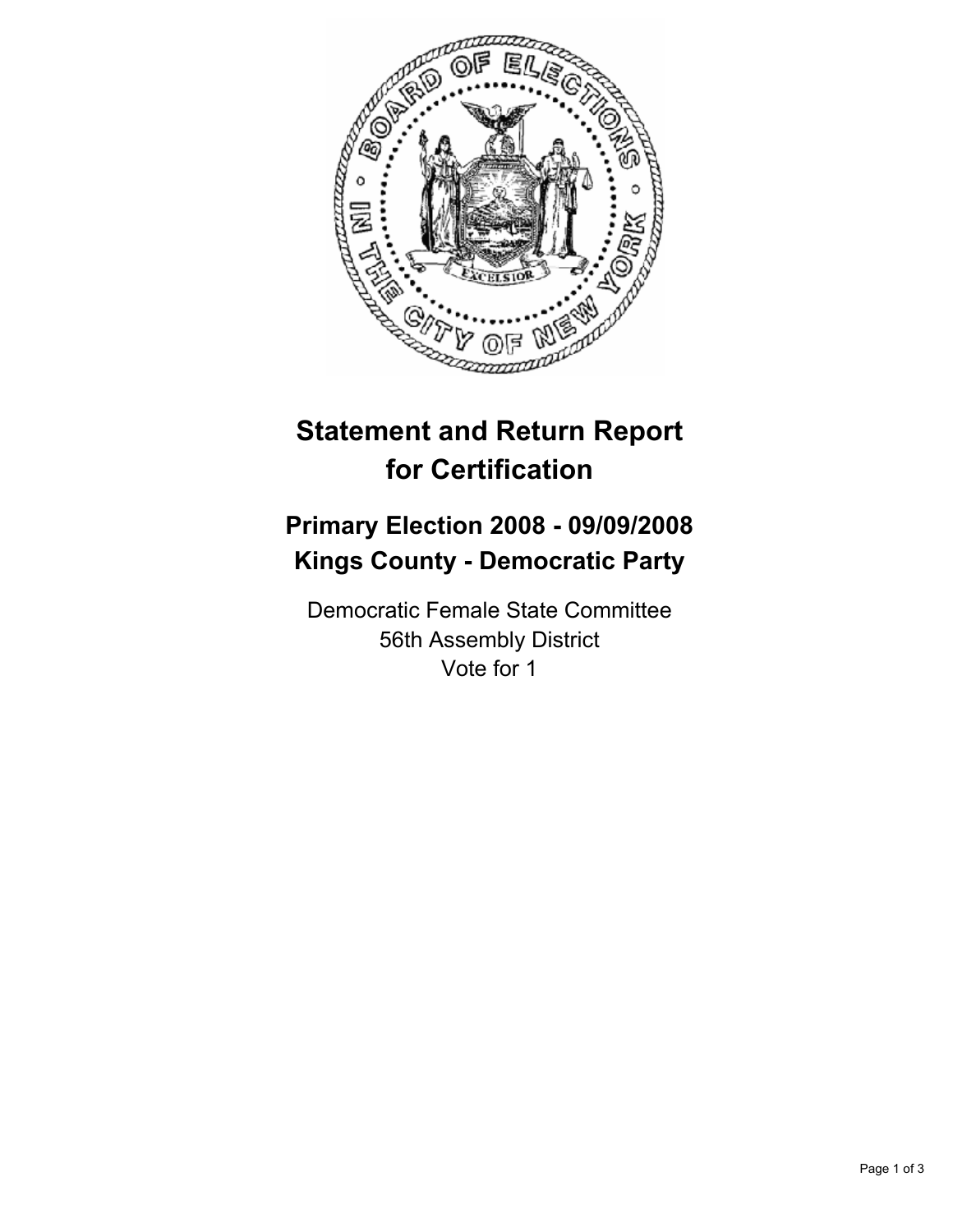# Statement and Return Report for Certification

## Primary Election 2008 - 09/09/2008
## Kings County - Democratic Party

Democratic Female State Committee
56th Assembly District
Vote for 1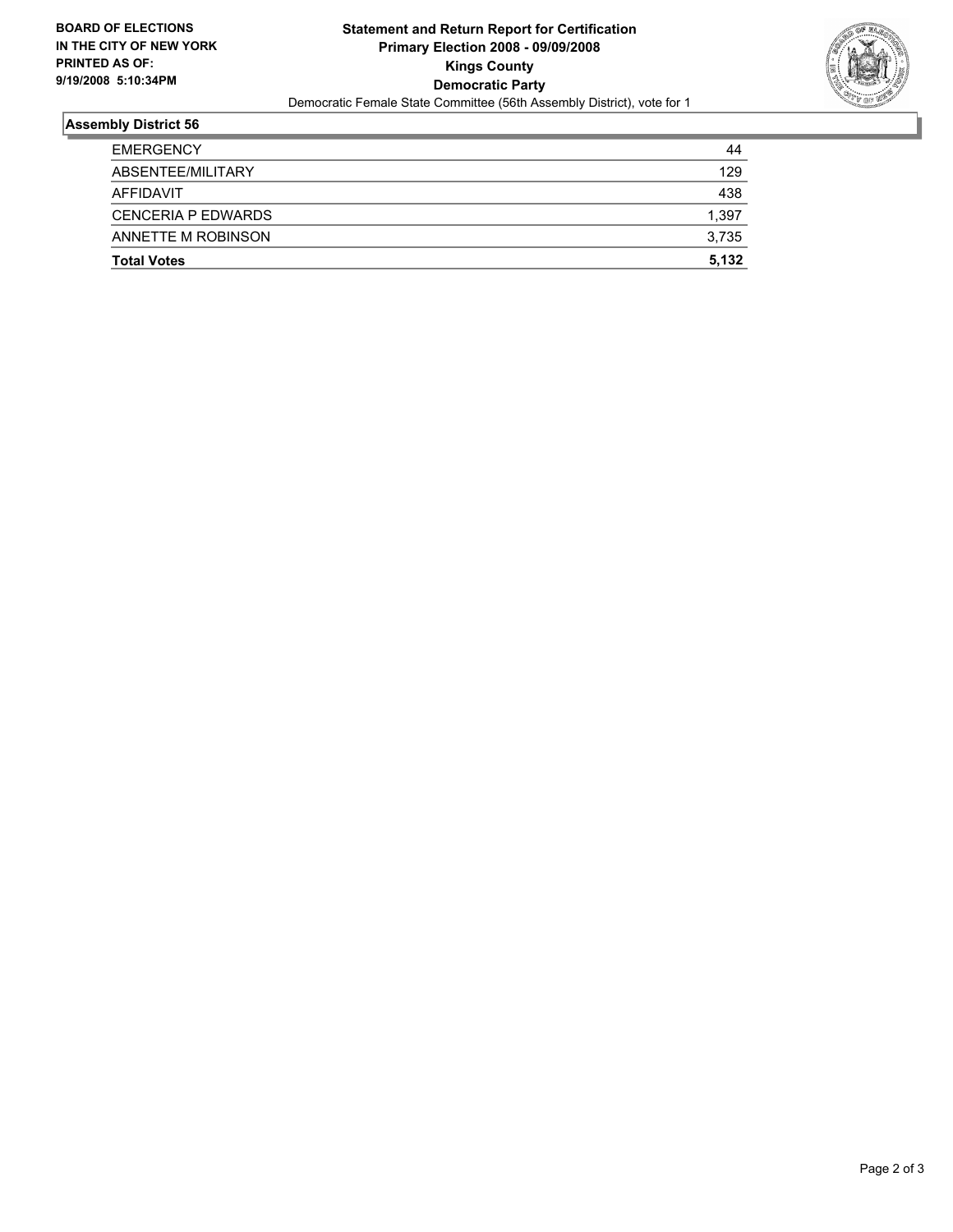**BOARD OF ELECTIONS IN THE CITY OF NEW YORK PRINTED AS OF: 9/19/2008 5:10:34PM**

**Statement and Return Report for Certification**
**Primary Election 2008 - 09/09/2008**
**Kings County**
**Democratic Party**
Democratic Female State Committee (56th Assembly District), vote for 1

## Assembly District 56

| | |
|---|---|
| EMERGENCY | 44 |
| ABSENTEE/MILITARY | 129 |
| AFFIDAVIT | 438 |
| CENCERIA P EDWARDS | 1,397 |
| ANNETTE M ROBINSON | 3,735 |
| **Total Votes** | **5,132** |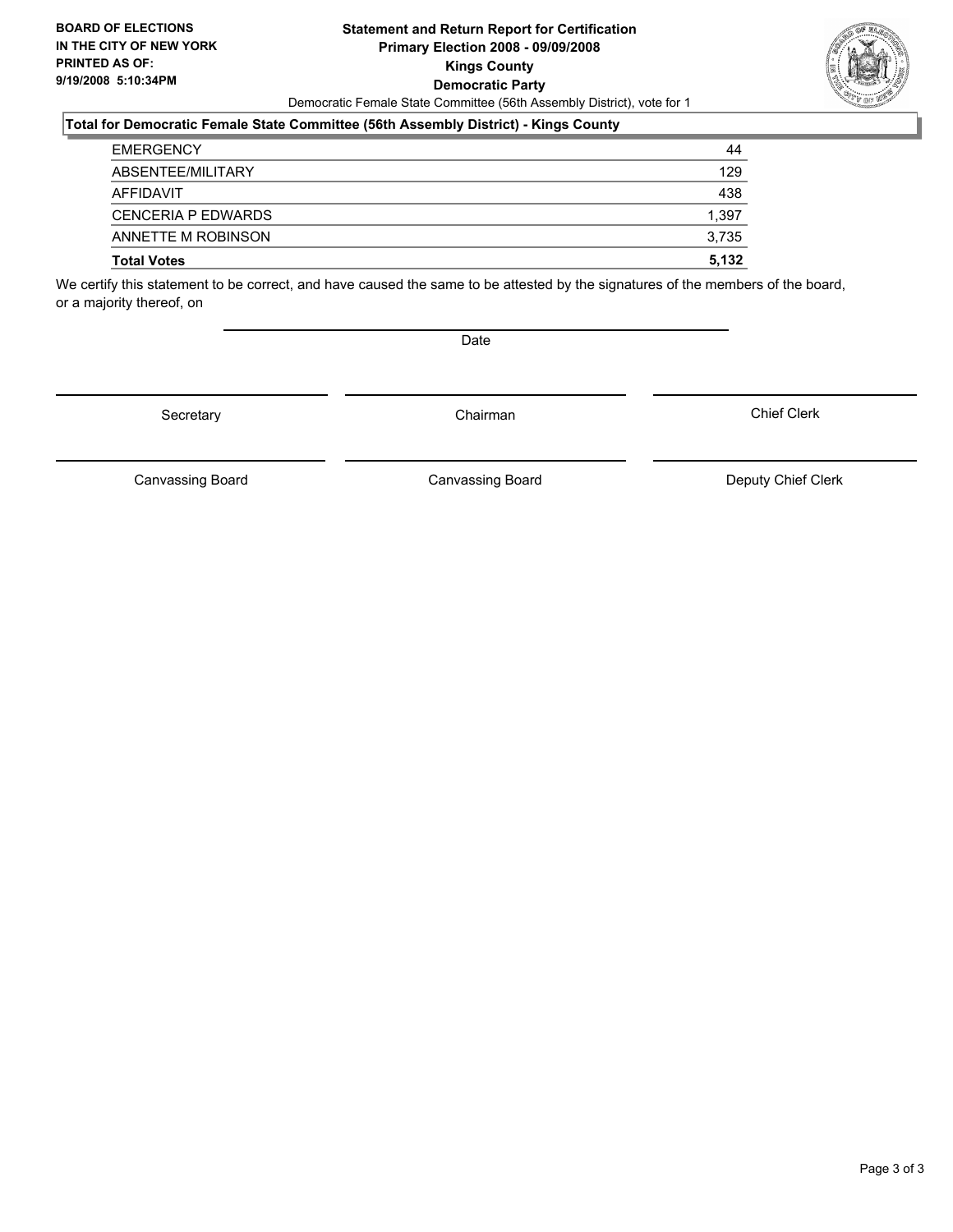**BOARD OF ELECTIONS IN THE CITY OF NEW YORK PRINTED AS OF: 9/19/2008 5:10:34PM**

**Statement and Return Report for Certification**
**Primary Election 2008 - 09/09/2008**
**Kings County**
**Democratic Party**
Democratic Female State Committee (56th Assembly District), vote for 1

**Total for Democratic Female State Committee (56th Assembly District) - Kings County**

| | |
|---|---|
| EMERGENCY | 44 |
| ABSENTEE/MILITARY | 129 |
| AFFIDAVIT | 438 |
| CENCERIA P EDWARDS | 1,397 |
| ANNETTE M ROBINSON | 3,735 |
| **Total Votes** | **5,132** |

We certify this statement to be correct, and have caused the same to be attested by the signatures of the members of the board, or a majority thereof, on

Date

Secretary

Chairman

Chief Clerk

Canvassing Board

Canvassing Board

Deputy Chief Clerk